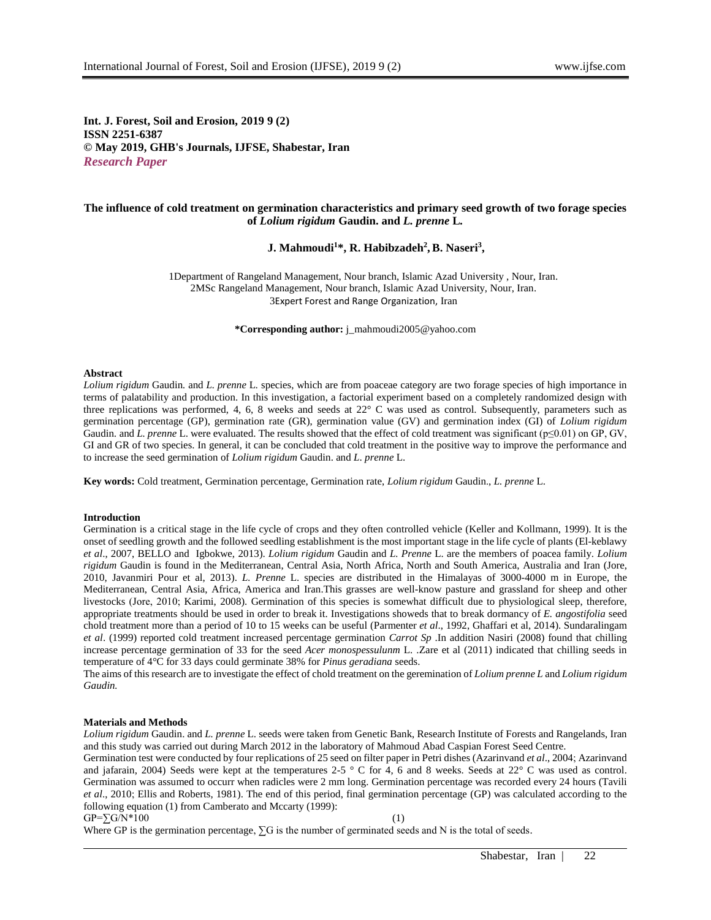**Int. J. Forest, Soil and Erosion, 2019 9 (2)**
**ISSN 2251-6387**
**© May 2019, GHB's Journals, IJFSE, Shabestar, Iran**
***Research Paper***

# The influence of cold treatment on germination characteristics and primary seed growth of two forage species of *Lolium rigidum* Gaudin. and *L. prenne* L.

**J. Mahmoudi[1]*, R. Habibzadeh[2], B. Naseri[3],**

1Department of Rangeland Management, Nour branch, Islamic Azad University , Nour, Iran.
2MSc Rangeland Management, Nour branch, Islamic Azad University, Nour, Iran.
3Expert Forest and Range Organization, Iran

**\*Corresponding author:** j_mahmoudi2005@yahoo.com

**Abstract**

*Lolium rigidum* Gaudin*.* and *L. prenne* L*.* species, which are from poaceae category are two forage species of high importance in terms of palatability and production. In this investigation, a factorial experiment based on a completely randomized design with three replications was performed, 4, 6, 8 weeks and seeds at 22° C was used as control. Subsequently, parameters such as germination percentage (GP), germination rate (GR), germination value (GV) and germination index (GI) of *Lolium rigidum* Gaudin*.* and *L. prenne* L. were evaluated. The results showed that the effect of cold treatment was significant ($p \leq 0.01$) on GP, GV, GI and GR of two species. In general, it can be concluded that cold treatment in the positive way to improve the performance and to increase the seed germination of *Lolium rigidum* Gaudin. and *L. prenne* L.

**Key words:** Cold treatment, Germination percentage, Germination rate, *Lolium rigidum* Gaudin., *L. prenne* L.

**Introduction**

Germination is a critical stage in the life cycle of crops and they often controlled vehicle (Keller and Kollmann, 1999). It is the onset of seedling growth and the followed seedling establishment is the most important stage in the life cycle of plants (El-keblawy *et al*., 2007, BELLO and Igbokwe, 2013). *Lolium rigidum* Gaudin and *L. Prenne* L. are the members of poacea family. *Lolium rigidum* Gaudin is found in the Mediterranean, Central Asia, North Africa, North and South America, Australia and Iran (Jore, 2010, Javanmiri Pour et al, 2013). *L. Prenne* L. species are distributed in the Himalayas of 3000-4000 m in Europe, the Mediterranean, Central Asia, Africa, America and Iran.This grasses are well-know pasture and grassland for sheep and other livestocks (Jore, 2010; Karimi, 2008). Germination of this species is somewhat difficult due to physiological sleep, therefore, appropriate treatments should be used in order to break it. Investigations showeds that to break dormancy of *E. angostifolia* seed chold treatment more than a period of 10 to 15 weeks can be useful (Parmenter *et al*., 1992, Ghaffari et al, 2014). Sundaralingam *et al*. (1999) reported cold treatment increased percentage germination *Carrot Sp* .In addition Nasiri (2008) found that chilling increase percentage germination of 33 for the seed *Acer monospessulunm* L. .Zare et al (2011) indicated that chilling seeds in temperature of 4°C for 33 days could germinate 38% for *Pinus geradiana* seeds.

The aims of this research are to investigate the effect of chold treatment on the geremination of *Lolium prenne L* and *Lolium rigidum Gaudin.*

**Materials and Methods**

*Lolium rigidum* Gaudin. and *L. prenne* L. seeds were taken from Genetic Bank, Research Institute of Forests and Rangelands, Iran and this study was carried out during March 2012 in the laboratory of Mahmoud Abad Caspian Forest Seed Centre.

Germination test were conducted by four replications of 25 seed on filter paper in Petri dishes (Azarinvand *et al*., 2004; Azarinvand and jafarain, 2004) Seeds were kept at the temperatures 2-5 ° C for 4, 6 and 8 weeks. Seeds at 22° C was used as control. Germination was assumed to occurr when radicles were 2 mm long. Germination percentage was recorded every 24 hours (Tavili *et al*., 2010; Ellis and Roberts, 1981). The end of this period, final germination percentage (GP) was calculated according to the following equation (1) from Camberato and Mccarty (1999):

$$GP=\sum G/N*100 \qquad (1)$$

Where GP is the germination percentage, $\sum G$ is the number of germinated seeds and N is the total of seeds.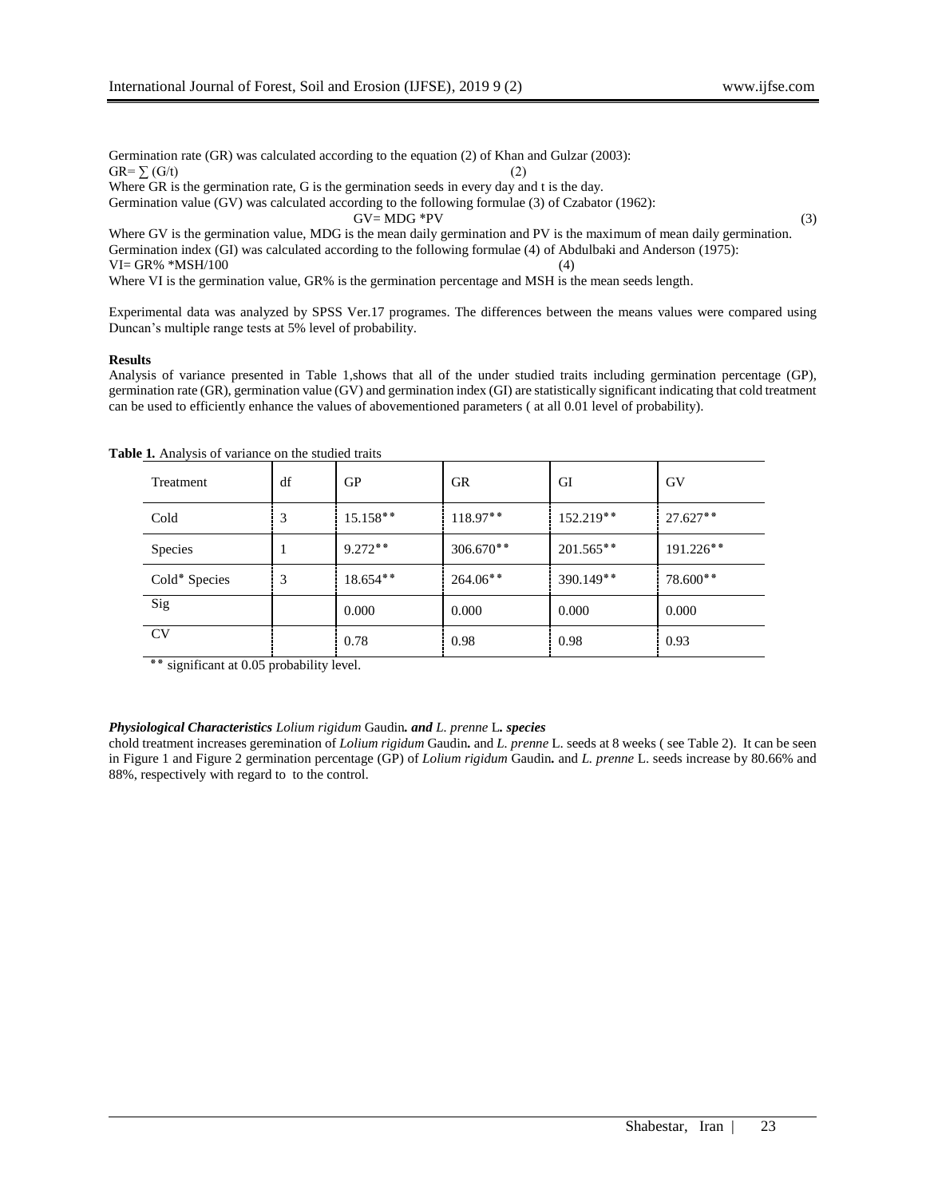Germination rate (GR) was calculated according to the equation (2) of Khan and Gulzar (2003):

$$GR= \sum (G/t) \quad (2)$$

Where GR is the germination rate, G is the germination seeds in every day and t is the day.

Germination value (GV) was calculated according to the following formulae (3) of Czabator (1962):

$$GV= MDG *PV \quad (3)$$

Where GV is the germination value, MDG is the mean daily germination and PV is the maximum of mean daily germination.

Germination index (GI) was calculated according to the following formulae (4) of Abdulbaki and Anderson (1975):

$$VI= GR\% *MSH/100 \quad (4)$$

Where VI is the germination value, GR% is the germination percentage and MSH is the mean seeds length.

Experimental data was analyzed by SPSS Ver.17 programes. The differences between the means values were compared using Duncan's multiple range tests at 5% level of probability.

**Results**

Analysis of variance presented in Table 1,shows that all of the under studied traits including germination percentage (GP), germination rate (GR), germination value (GV) and germination index (GI) are statistically significant indicating that cold treatment can be used to efficiently enhance the values of abovementioned parameters ( at all 0.01 level of probability).

**Table 1.** Analysis of variance on the studied traits

| Treatment | df | GP | GR | GI | GV |
|---|---|---|---|---|---|
| Cold | 3 | 15.158** | 118.97** | 152.219** | 27.627** |
| Species | 1 | 9.272** | 306.670** | 201.565** | 191.226** |
| Cold* Species | 3 | 18.654** | 264.06** | 390.149** | 78.600** |
| Sig | | 0.000 | 0.000 | 0.000 | 0.000 |
| CV | | 0.78 | 0.98 | 0.98 | 0.93 |

** significant at 0.05 probability level.

***Physiological Characteristics** **Lolium rigidum** Gaudin**. and** **L. prenne** L**. species***

chold treatment increases geremination of *Lolium rigidum* Gaudin**.** and *L. prenne* L. seeds at 8 weeks ( see Table 2). It can be seen in Figure 1 and Figure 2 germination percentage (GP) of *Lolium rigidum* Gaudin**.** and *L. prenne* L. seeds increase by 80.66% and 88%, respectively with regard to to the control.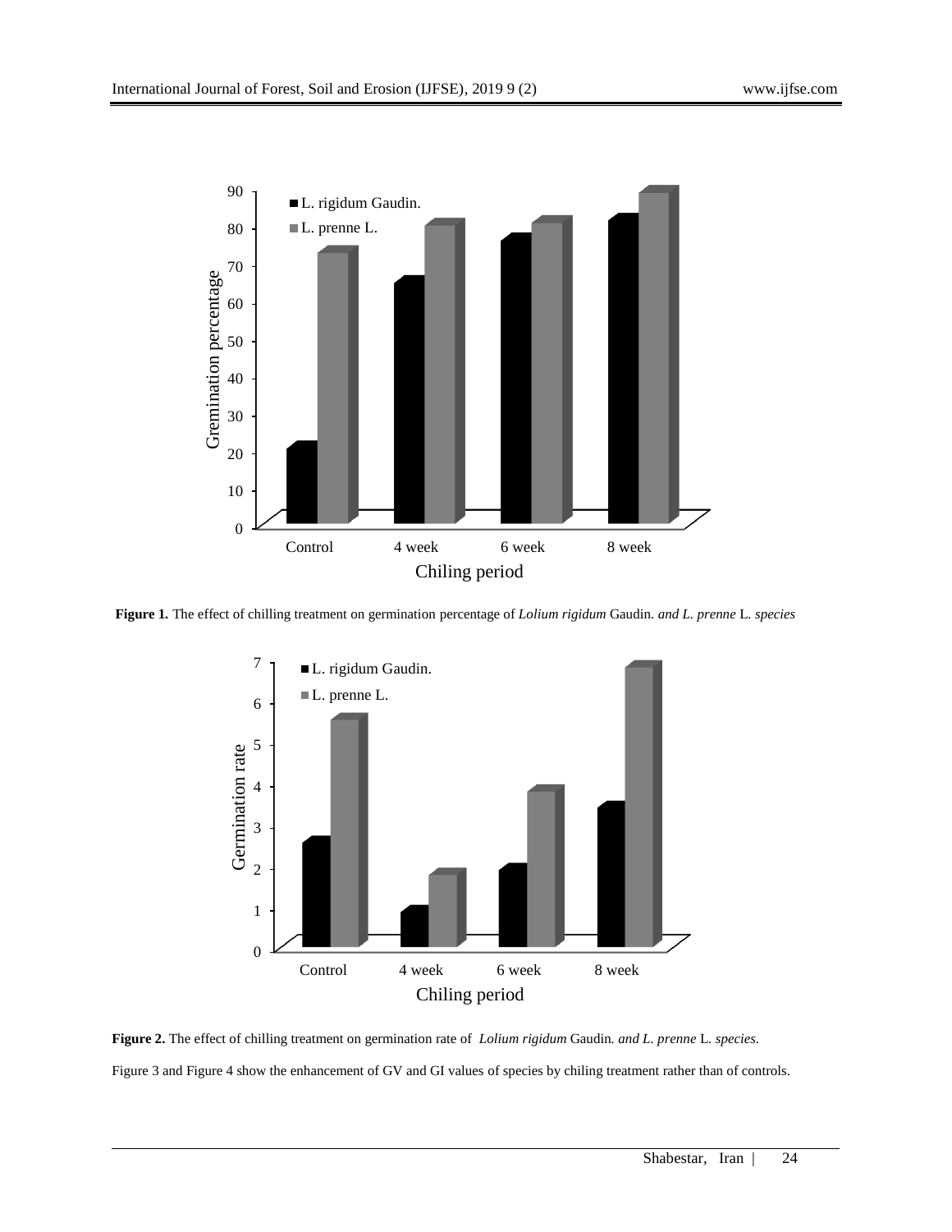**Figure 1.** The effect of chilling treatment on germination percentage of *Lolium rigidum* Gaudin. *and L. prenne* L. *species*

**Figure 2.** The effect of chilling treatment on germination rate of *Lolium rigidum* Gaudin*. and L. prenne* L*. species.*

Figure 3 and Figure 4 show the enhancement of GV and GI values of species by chiling treatment rather than of controls.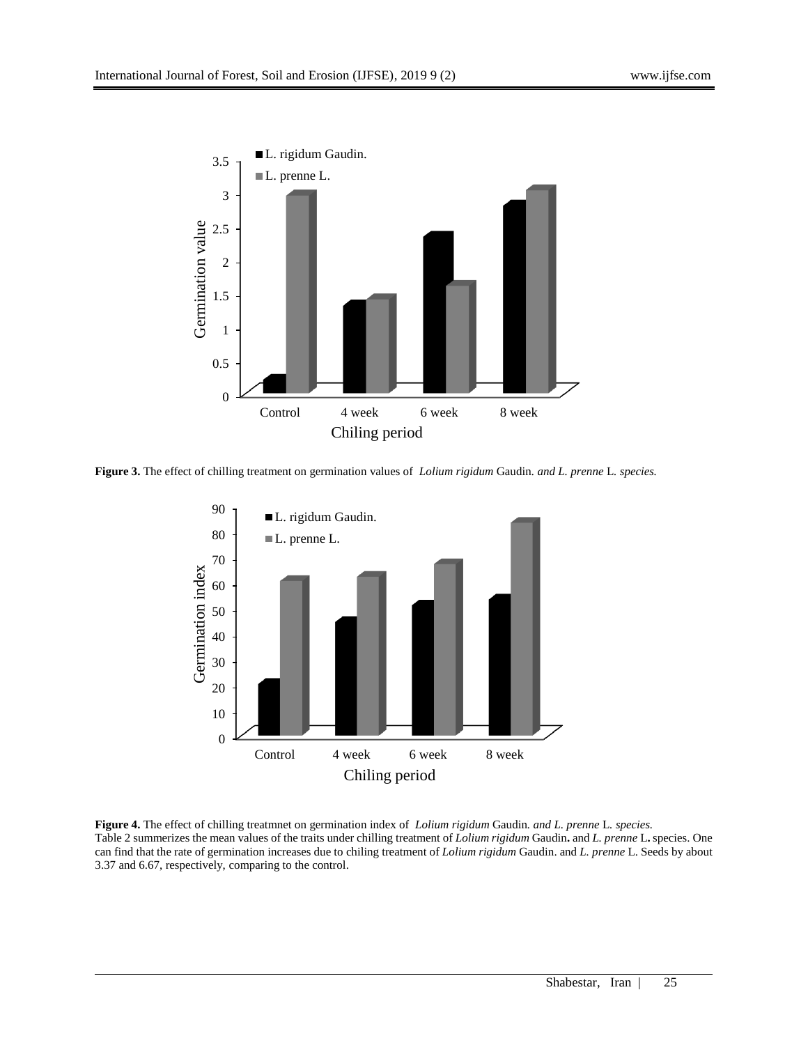**Figure 3.** The effect of chilling treatment on germination values of *Lolium rigidum* Gaudin*. and L. prenne* L*. species.*

**Figure 4.** The effect of chilling treatmnet on germination index of *Lolium rigidum* Gaudin*. and L. prenne* L*. species.*

Table 2 summerizes the mean values of the traits under chilling treatment of *Lolium rigidum* Gaudin**.** and *L. prenne* L**.** species. One can find that the rate of germination increases due to chiling treatment of *Lolium rigidum* Gaudin. and *L. prenne* L. Seeds by about 3.37 and 6.67, respectively, comparing to the control.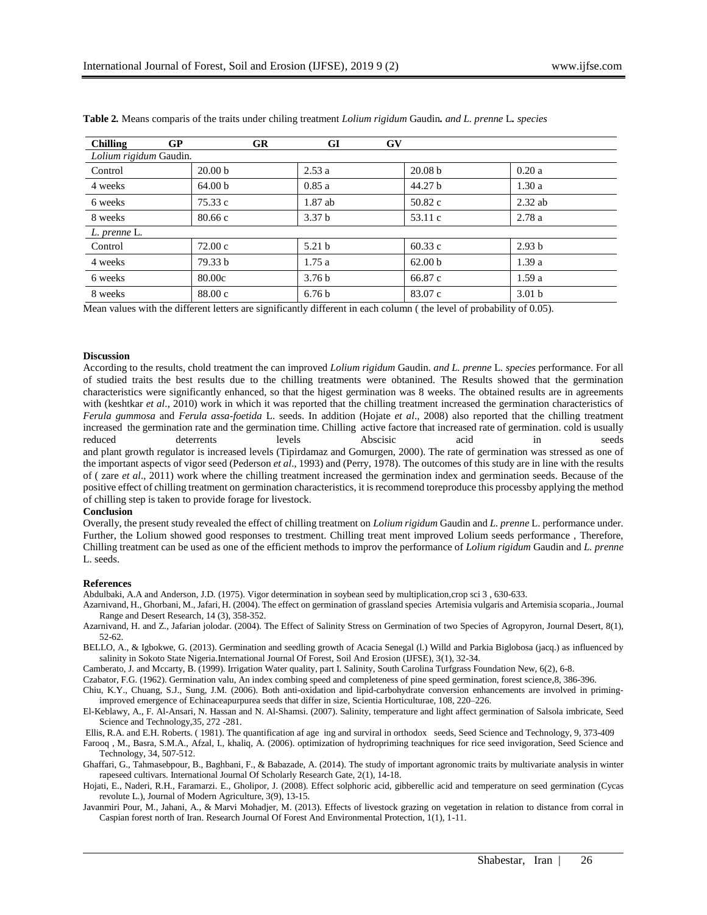**Table 2.** Means comparis of the traits under chiling treatment *Lolium rigidum* Gaudin*. and L. prenne* L*. species*

| Chilling | GP | GR | GI | GV |
|---|---|---|---|---|
| *Lolium rigidum* Gaudin. | | | | |
| Control | 20.00 b | 2.53 a | 20.08 b | 0.20 a |
| 4 weeks | 64.00 b | 0.85 a | 44.27 b | 1.30 a |
| 6 weeks | 75.33 c | 1.87 ab | 50.82 c | 2.32 ab |
| 8 weeks | 80.66 c | 3.37 b | 53.11 c | 2.78 a |
| *L. prenne* L. | | | | |
| Control | 72.00 c | 5.21 b | 60.33 c | 2.93 b |
| 4 weeks | 79.33 b | 1.75 a | 62.00 b | 1.39 a |
| 6 weeks | 80.00c | 3.76 b | 66.87 c | 1.59 a |
| 8 weeks | 88.00 c | 6.76 b | 83.07 c | 3.01 b |

Mean values with the different letters are significantly different in each column ( the level of probability of 0.05).

**Discussion**

According to the results, chold treatment the can improved *Lolium rigidum* Gaudin. *and L. prenne* L. *species* performance. For all of studied traits the best results due to the chilling treatments were obtanined. The Results showed that the germination characteristics were significantly enhanced, so that the higest germination was 8 weeks. The obtained results are in agreements with (keshtkar *et al.*, 2010) work in which it was reported that the chilling treatment increased the germination characteristics of *Ferula gummosa* and *Ferula assa-foetida* L. seeds. In addition (Hojate *et al*., 2008) also reported that the chilling treatment increased the germination rate and the germination time. Chilling active factore that increased rate of germination. cold is usually reduced deterrents levels Abscisic acid in seeds and plant growth regulator is increased levels (Tipirdamaz and Gomurgen, 2000). The rate of germination was stressed as one of the important aspects of vigor seed (Pederson *et al*., 1993) and (Perry, 1978). The outcomes of this study are in line with the results of ( zare *et al*., 2011) work where the chilling treatment increased the germination index and germination seeds. Because of the positive effect of chilling treatment on germination characteristics, it is recommend toreproduce this processby applying the method of chilling step is taken to provide forage for livestock.

**Conclusion**

Overally, the present study revealed the effect of chilling treatment on *Lolium rigidum* Gaudin and *L. prenne* L. performance under. Further, the Lolium showed good responses to trestment. Chilling treat ment improved Lolium seeds performance , Therefore, Chilling treatment can be used as one of the efficient methods to improv the performance of *Lolium rigidum* Gaudin and *L. prenne* L. seeds.

**References**

Abdulbaki, A.A and Anderson, J.D. (1975). Vigor determination in soybean seed by multiplication,crop sci 3 , 630-633.

Azarnivand, H., Ghorbani, M., Jafari, H. (2004). The effect on germination of grassland species Artemisia vulgaris and Artemisia scoparia., Journal Range and Desert Research, 14 (3), 358-352.

Azarnivand, H. and Z., Jafarian jolodar. (2004). The Effect of Salinity Stress on Germination of two Species of Agropyron, Journal Desert, 8(1), 52-62.

BELLO, A., & Igbokwe, G. (2013). Germination and seedling growth of Acacia Senegal (l.) Willd and Parkia Biglobosa (jacq.) as influenced by salinity in Sokoto State Nigeria.International Journal Of Forest, Soil And Erosion (IJFSE), 3(1), 32-34.

Camberato, J. and Mccarty, B. (1999). Irrigation Water quality, part I. Salinity, South Carolina Turfgrass Foundation New, 6(2), 6-8.

Czabator, F.G. (1962). Germination valu, An index combing speed and completeness of pine speed germination, forest science,8, 386-396.

Chiu, K.Y., Chuang, S.J., Sung, J.M. (2006). Both anti-oxidation and lipid-carbohydrate conversion enhancements are involved in priming-improved emergence of Echinaceapurpurea seeds that differ in size, Scientia Horticulturae, 108, 220–226.

El-Keblawy, A., F. Al-Ansari, N. Hassan and N. Al-Shamsi. (2007). Salinity, temperature and light affect germination of Salsola imbricate, Seed Science and Technology,35, 272 -281.

Ellis, R.A. and E.H. Roberts. ( 1981). The quantification af age ing and surviral in orthodox seeds, Seed Science and Technology, 9, 373-409

Farooq , M., Basra, S.M.A., Afzal, I., khaliq, A. (2006). optimization of hydropriming teachniques for rice seed invigoration, Seed Science and Technology, 34, 507-512.

Ghaffari, G., Tahmasebpour, B., Baghbani, F., & Babazade, A. (2014). The study of important agronomic traits by multivariate analysis in winter rapeseed cultivars. International Journal Of Scholarly Research Gate, 2(1), 14-18.

Hojati, E., Naderi, R.H., Faramarzi. E., Gholipor, J. (2008). Effect solphoric acid, gibberellic acid and temperature on seed germination (Cycas revolute L.), Journal of Modern Agriculture, 3(9), 13-15.

Javanmiri Pour, M., Jahani, A., & Marvi Mohadjer, M. (2013). Effects of livestock grazing on vegetation in relation to distance from corral in Caspian forest north of Iran. Research Journal Of Forest And Environmental Protection, 1(1), 1-11.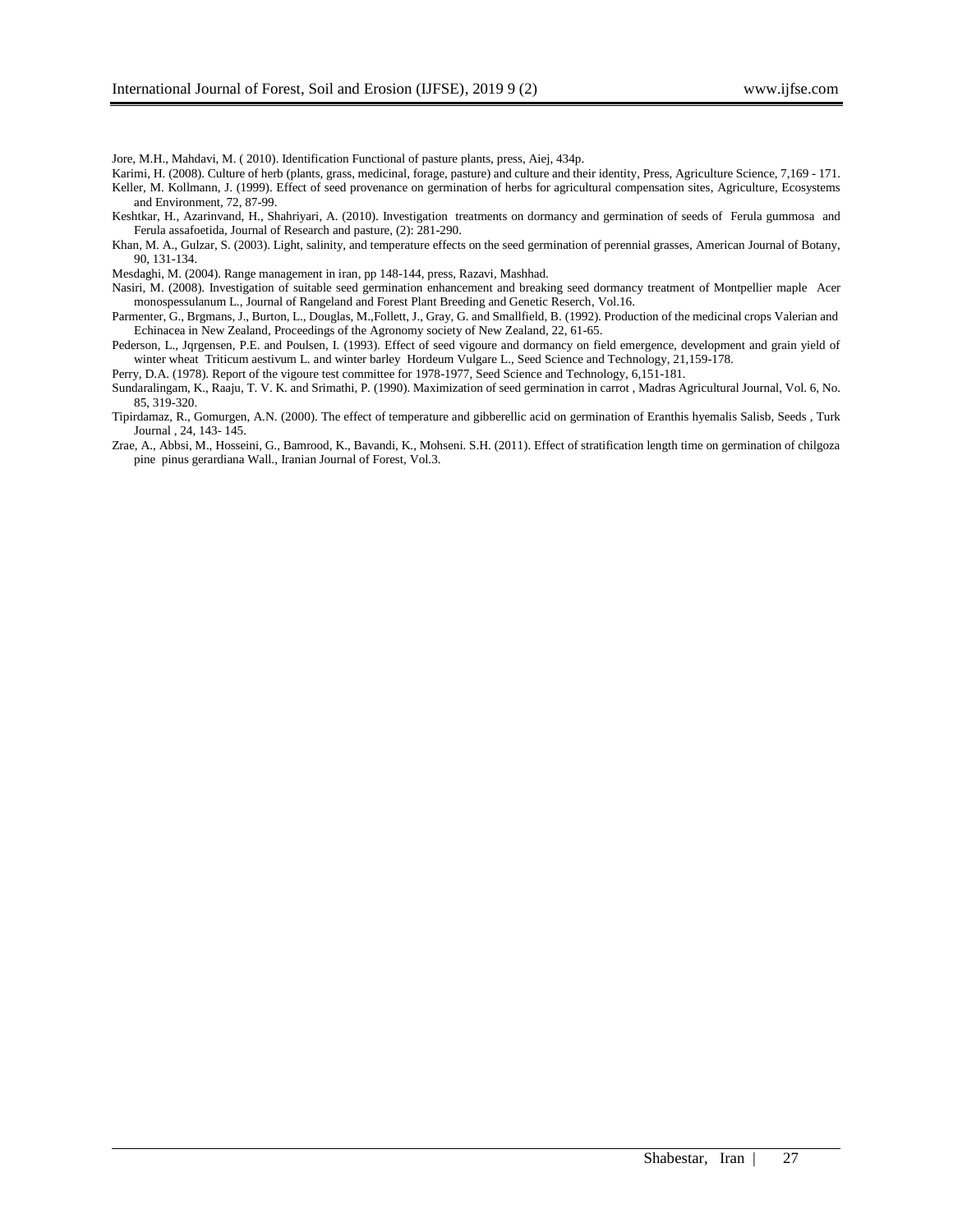Jore, M.H., Mahdavi, M. ( 2010). Identification Functional of pasture plants, press, Aiej, 434p.

Karimi, H. (2008). Culture of herb (plants, grass, medicinal, forage, pasture) and culture and their identity, Press, Agriculture Science, 7,169 - 171.

Keller, M. Kollmann, J. (1999). Effect of seed provenance on germination of herbs for agricultural compensation sites, Agriculture, Ecosystems and Environment, 72, 87-99.

Keshtkar, H., Azarinvand, H., Shahriyari, A. (2010). Investigation treatments on dormancy and germination of seeds of Ferula gummosa and Ferula assafoetida, Journal of Research and pasture, (2): 281-290.

Khan, M. A., Gulzar, S. (2003). Light, salinity, and temperature effects on the seed germination of perennial grasses, American Journal of Botany, 90, 131-134.

Mesdaghi, M. (2004). Range management in iran, pp 148-144, press, Razavi, Mashhad.

Nasiri, M. (2008). Investigation of suitable seed germination enhancement and breaking seed dormancy treatment of Montpellier maple Acer monospessulanum L., Journal of Rangeland and Forest Plant Breeding and Genetic Reserch, Vol.16.

Parmenter, G., Brgmans, J., Burton, L., Douglas, M.,Follett, J., Gray, G. and Smallfield, B. (1992). Production of the medicinal crops Valerian and Echinacea in New Zealand, Proceedings of the Agronomy society of New Zealand, 22, 61-65.

Pederson, L., Jqrgensen, P.E. and Poulsen, I. (1993). Effect of seed vigoure and dormancy on field emergence, development and grain yield of winter wheat Triticum aestivum L. and winter barley Hordeum Vulgare L., Seed Science and Technology, 21,159-178.

Perry, D.A. (1978). Report of the vigoure test committee for 1978-1977, Seed Science and Technology, 6,151-181.

Sundaralingam, K., Raaju, T. V. K. and Srimathi, P. (1990). Maximization of seed germination in carrot , Madras Agricultural Journal, Vol. 6, No. 85, 319-320.

Tipirdamaz, R., Gomurgen, A.N. (2000). The effect of temperature and gibberellic acid on germination of Eranthis hyemalis Salisb, Seeds , Turk Journal , 24, 143- 145.

Zrae, A., Abbsi, M., Hosseini, G., Bamrood, K., Bavandi, K., Mohseni. S.H. (2011). Effect of stratification length time on germination of chilgoza pine pinus gerardiana Wall., Iranian Journal of Forest, Vol.3.